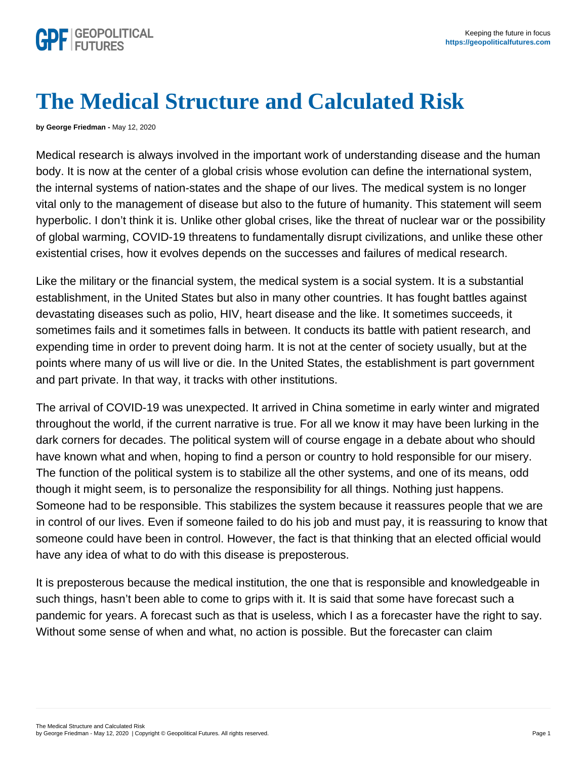# The Medical Structure and Calculated Risk

**by George Friedman -** May 12, 2020

Medical research is always involved in the important work of understanding disease and the human body. It is now at the center of a global crisis whose evolution can define the international system, the internal systems of nation-states and the shape of our lives. The medical system is no longer vital only to the management of disease but also to the future of humanity. This statement will seem hyperbolic. I don't think it is. Unlike other global crises, like the threat of nuclear war or the possibility of global warming, COVID-19 threatens to fundamentally disrupt civilizations, and unlike these other existential crises, how it evolves depends on the successes and failures of medical research.

Like the military or the financial system, the medical system is a social system. It is a substantial establishment, in the United States but also in many other countries. It has fought battles against devastating diseases such as polio, HIV, heart disease and the like. It sometimes succeeds, it sometimes fails and it sometimes falls in between. It conducts its battle with patient research, and expending time in order to prevent doing harm. It is not at the center of society usually, but at the points where many of us will live or die. In the United States, the establishment is part government and part private. In that way, it tracks with other institutions.

The arrival of COVID-19 was unexpected. It arrived in China sometime in early winter and migrated throughout the world, if the current narrative is true. For all we know it may have been lurking in the dark corners for decades. The political system will of course engage in a debate about who should have known what and when, hoping to find a person or country to hold responsible for our misery. The function of the political system is to stabilize all the other systems, and one of its means, odd though it might seem, is to personalize the responsibility for all things. Nothing just happens. Someone had to be responsible. This stabilizes the system because it reassures people that we are in control of our lives. Even if someone failed to do his job and must pay, it is reassuring to know that someone could have been in control. However, the fact is that thinking that an elected official would have any idea of what to do with this disease is preposterous.

It is preposterous because the medical institution, the one that is responsible and knowledgeable in such things, hasn't been able to come to grips with it. It is said that some have forecast such a pandemic for years. A forecast such as that is useless, which I as a forecaster have the right to say. Without some sense of when and what, no action is possible. But the forecaster can claim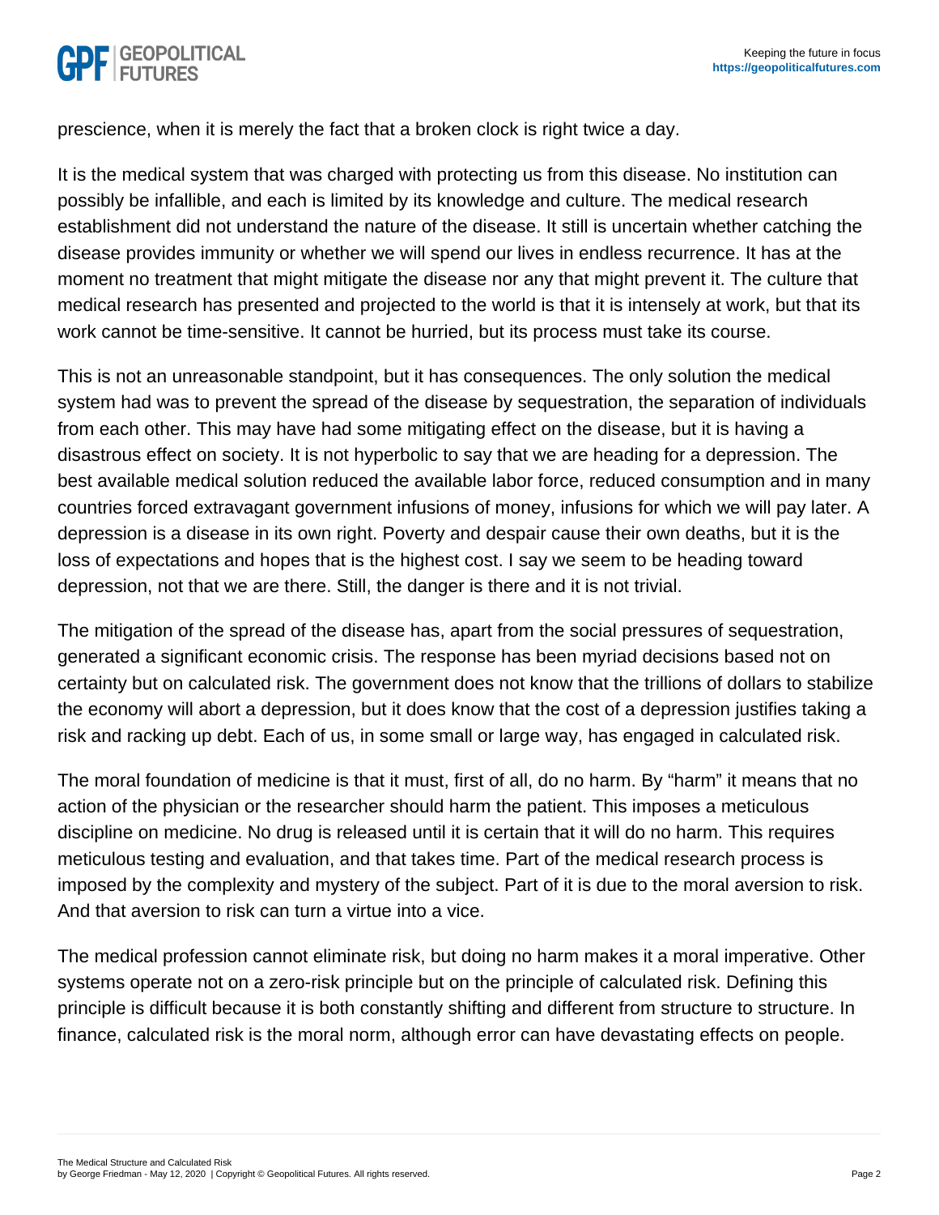prescience, when it is merely the fact that a broken clock is right twice a day.

It is the medical system that was charged with protecting us from this disease. No institution can possibly be infallible, and each is limited by its knowledge and culture. The medical research establishment did not understand the nature of the disease. It still is uncertain whether catching the disease provides immunity or whether we will spend our lives in endless recurrence. It has at the moment no treatment that might mitigate the disease nor any that might prevent it. The culture that medical research has presented and projected to the world is that it is intensely at work, but that its work cannot be time-sensitive. It cannot be hurried, but its process must take its course.

This is not an unreasonable standpoint, but it has consequences. The only solution the medical system had was to prevent the spread of the disease by sequestration, the separation of individuals from each other. This may have had some mitigating effect on the disease, but it is having a disastrous effect on society. It is not hyperbolic to say that we are heading for a depression. The best available medical solution reduced the available labor force, reduced consumption and in many countries forced extravagant government infusions of money, infusions for which we will pay later. A depression is a disease in its own right. Poverty and despair cause their own deaths, but it is the loss of expectations and hopes that is the highest cost. I say we seem to be heading toward depression, not that we are there. Still, the danger is there and it is not trivial.

The mitigation of the spread of the disease has, apart from the social pressures of sequestration, generated a significant economic crisis. The response has been myriad decisions based not on certainty but on calculated risk. The government does not know that the trillions of dollars to stabilize the economy will abort a depression, but it does know that the cost of a depression justifies taking a risk and racking up debt. Each of us, in some small or large way, has engaged in calculated risk.

The moral foundation of medicine is that it must, first of all, do no harm. By "harm" it means that no action of the physician or the researcher should harm the patient. This imposes a meticulous discipline on medicine. No drug is released until it is certain that it will do no harm. This requires meticulous testing and evaluation, and that takes time. Part of the medical research process is imposed by the complexity and mystery of the subject. Part of it is due to the moral aversion to risk. And that aversion to risk can turn a virtue into a vice.

The medical profession cannot eliminate risk, but doing no harm makes it a moral imperative. Other systems operate not on a zero-risk principle but on the principle of calculated risk. Defining this principle is difficult because it is both constantly shifting and different from structure to structure. In finance, calculated risk is the moral norm, although error can have devastating effects on people.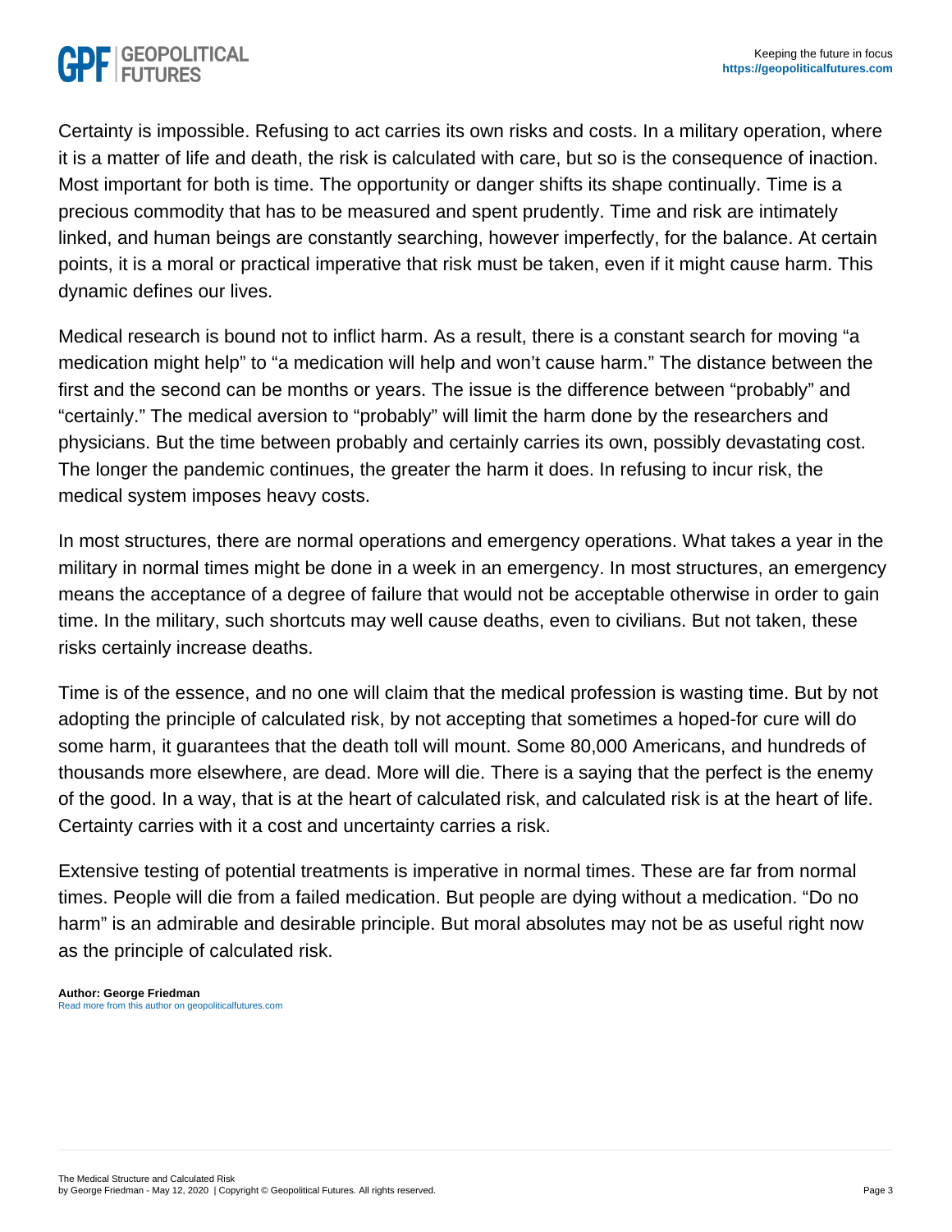Certainty is impossible. Refusing to act carries its own risks and costs. In a military operation, where it is a matter of life and death, the risk is calculated with care, but so is the consequence of inaction. Most important for both is time. The opportunity or danger shifts its shape continually. Time is a precious commodity that has to be measured and spent prudently. Time and risk are intimately linked, and human beings are constantly searching, however imperfectly, for the balance. At certain points, it is a moral or practical imperative that risk must be taken, even if it might cause harm. This dynamic defines our lives.

Medical research is bound not to inflict harm. As a result, there is a constant search for moving "a medication might help" to "a medication will help and won't cause harm." The distance between the first and the second can be months or years. The issue is the difference between "probably" and "certainly." The medical aversion to "probably" will limit the harm done by the researchers and physicians. But the time between probably and certainly carries its own, possibly devastating cost. The longer the pandemic continues, the greater the harm it does. In refusing to incur risk, the medical system imposes heavy costs.

In most structures, there are normal operations and emergency operations. What takes a year in the military in normal times might be done in a week in an emergency. In most structures, an emergency means the acceptance of a degree of failure that would not be acceptable otherwise in order to gain time. In the military, such shortcuts may well cause deaths, even to civilians. But not taken, these risks certainly increase deaths.

Time is of the essence, and no one will claim that the medical profession is wasting time. But by not adopting the principle of calculated risk, by not accepting that sometimes a hoped-for cure will do some harm, it guarantees that the death toll will mount. Some 80,000 Americans, and hundreds of thousands more elsewhere, are dead. More will die. There is a saying that the perfect is the enemy of the good. In a way, that is at the heart of calculated risk, and calculated risk is at the heart of life. Certainty carries with it a cost and uncertainty carries a risk.

Extensive testing of potential treatments is imperative in normal times. These are far from normal times. People will die from a failed medication. But people are dying without a medication. "Do no harm" is an admirable and desirable principle. But moral absolutes may not be as useful right now as the principle of calculated risk.

**Author: George Friedman**
Read more from this author on geopoliticalfutures.com